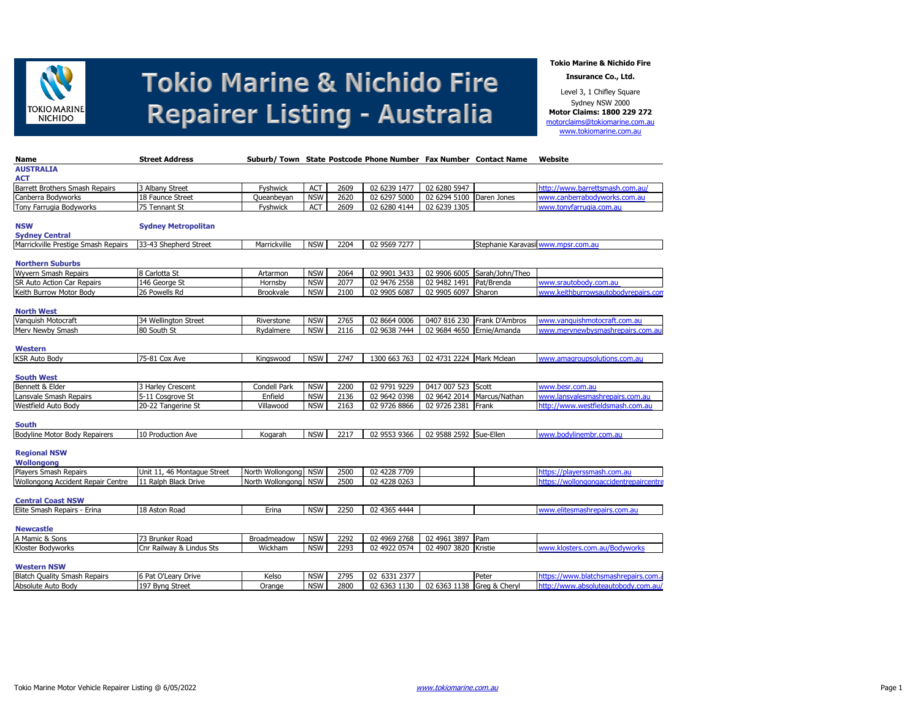# Tokio Marine & Nichido Fire Repairer Listing - Australia

**Tokio Marine & Nichido Fire Insurance Co., Ltd.**

Level 3, 1 Chifley Square
Sydney NSW 2000
**Motor Claims: 1800 229 272**
motorclaims@tokiomarine.com.au
www.tokiomarine.com.au

| Name | Street Address | Suburb/ Town | State | Postcode | Phone Number | Fax Number | Contact Name | Website |
|---|---|---|---|---|---|---|---|---|
| **AUSTRALIA** | | | | | | | | |
| **ACT** | | | | | | | | |
| Barrett Brothers Smash Repairs | 3 Albany Street | Fyshwick | ACT | 2609 | 02 6239 1477 | 02 6280 5947 | | http://www.barrettsmash.com.au/ |
| Canberra Bodyworks | 18 Faunce Street | Queanbeyan | NSW | 2620 | 02 6297 5000 | 02 6294 5100 | Daren Jones | www.canberrabodyworks.com.au |
| Tony Farrugia Bodyworks | 75 Tennant St | Fyshwick | ACT | 2609 | 02 6280 4144 | 02 6239 1305 | | www.tonyfarrugia.com.au |
| **NSW** | **Sydney Metropolitan** | | | | | | | |
| **Sydney Central** | | | | | | | | |
| Marrickville Prestige Smash Repairs | 33-43 Shepherd Street | Marrickville | NSW | 2204 | 02 9569 7277 | | Stephanie Karavasil | www.mpsr.com.au |
| **Northern Suburbs** | | | | | | | | |
| Wyvern Smash Repairs | 8 Carlotta St | Artarmon | NSW | 2064 | 02 9901 3433 | 02 9906 6005 | Sarah/John/Theo | |
| SR Auto Action Car Repairs | 146 George St | Hornsby | NSW | 2077 | 02 9476 2558 | 02 9482 1491 | Pat/Brenda | www.srautobody.com.au |
| Keith Burrow Motor Body | 26 Powells Rd | Brookvale | NSW | 2100 | 02 9905 6087 | 02 9905 6097 | Sharon | www.keithburrowsautobodyrepairs.com |
| **North West** | | | | | | | | |
| Vanquish Motocraft | 34 Wellington Street | Riverstone | NSW | 2765 | 02 8664 0006 | 0407 816 230 | Frank D'Ambros | www.vanquishmotocraft.com.au |
| Merv Newby Smash | 80 South St | Rydalmere | NSW | 2116 | 02 9638 7444 | 02 9684 4650 | Ernie/Amanda | www.mervnewbysmashrepairs.com.au |
| **Western** | | | | | | | | |
| KSR Auto Body | 75-81 Cox Ave | Kingswood | NSW | 2747 | 1300 663 763 | 02 4731 2224 | Mark Mclean | www.amagroupsolutions.com.au |
| **South West** | | | | | | | | |
| Bennett & Elder | 3 Harley Crescent | Condell Park | NSW | 2200 | 02 9791 9229 | 0417 007 523 | Scott | www.besr.com.au |
| Lansvale Smash Repairs | 5-11 Cosgrove St | Enfield | NSW | 2136 | 02 9642 0398 | 02 9642 2014 | Marcus/Nathan | www.lansvalesmashrepairs.com.au |
| Westfield Auto Body | 20-22 Tangerine St | Villawood | NSW | 2163 | 02 9726 8866 | 02 9726 2381 | Frank | http://www.westfieldsmash.com.au |
| **South** | | | | | | | | |
| Bodyline Motor Body Repairers | 10 Production Ave | Kogarah | NSW | 2217 | 02 9553 9366 | 02 9588 2592 | Sue-Ellen | www.bodylinembr.com.au |
| **Regional NSW** | | | | | | | | |
| **Wollongong** | | | | | | | | |
| Players Smash Repairs | Unit 11, 46 Montague Street | North Wollongong | NSW | 2500 | 02 4228 7709 | | | https://playerssmash.com.au |
| Wollongong Accident Repair Centre | 11 Ralph Black Drive | North Wollongong | NSW | 2500 | 02 4228 0263 | | | https://wollongongaccidentrepaircentre |
| **Central Coast NSW** | | | | | | | | |
| Elite Smash Repairs - Erina | 18 Aston Road | Erina | NSW | 2250 | 02 4365 4444 | | | www.elitesmashrepairs.com.au |
| **Newcastle** | | | | | | | | |
| A Mamic & Sons | 73 Brunker Road | Broadmeadow | NSW | 2292 | 02 4969 2768 | 02 4961 3897 | Pam | |
| Kloster Bodyworks | Cnr Railway & Lindus Sts | Wickham | NSW | 2293 | 02 4922 0574 | 02 4907 3820 | Kristie | www.klosters.com.au/Bodyworks |
| **Western NSW** | | | | | | | | |
| Blatch Quality Smash Repairs | 6 Pat O'Leary Drive | Kelso | NSW | 2795 | 02 6331 2377 | | Peter | https://www.blatchsmashrepairs.com.a |
| Absolute Auto Body | 197 Byng Street | Orange | NSW | 2800 | 02 6363 1130 | 02 6363 1138 | Greg & Cheryl | http://www.absoluteautobody.com.au/ |

Tokio Marine Motor Vehicle Repairer Listing @ 6/05/2022 www.tokiomarine.com.au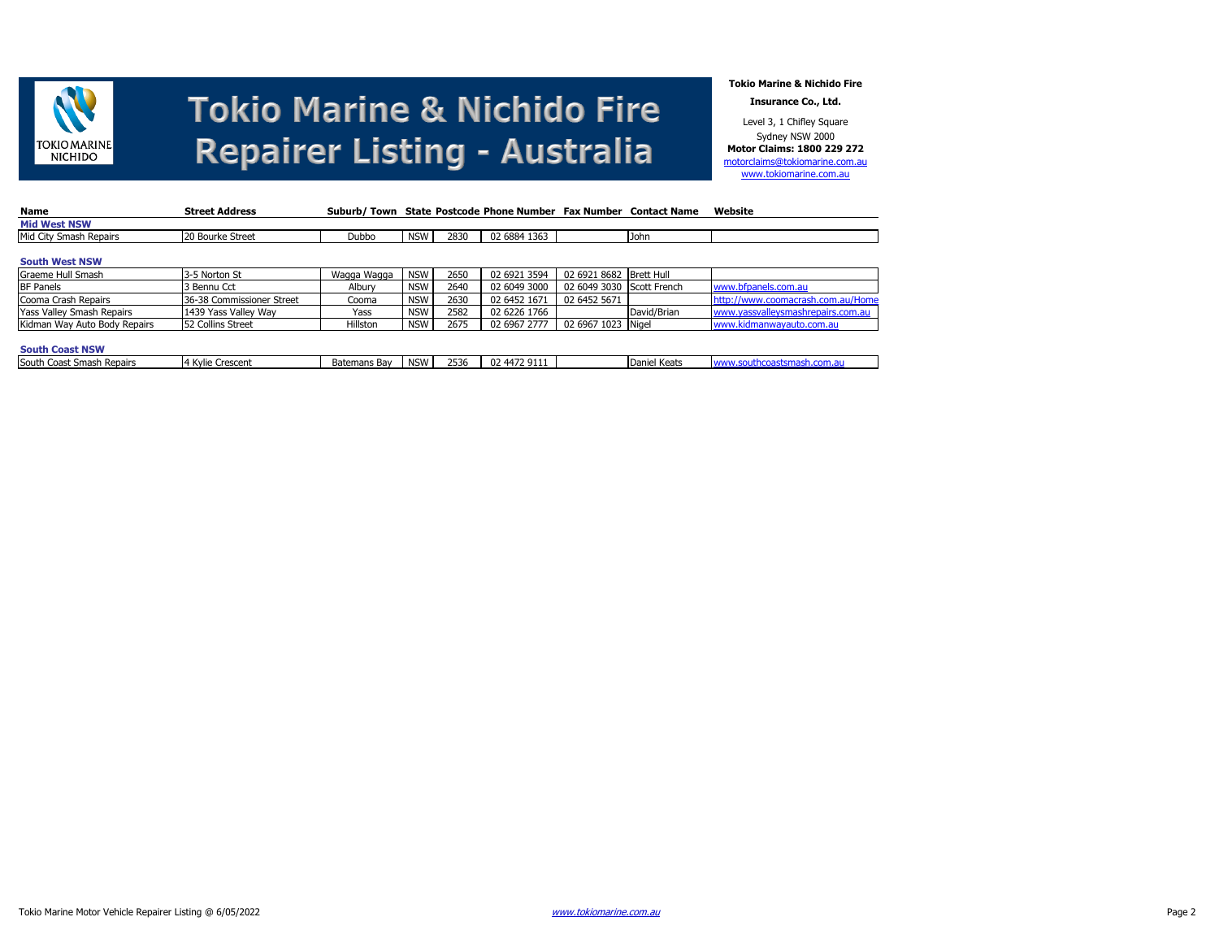# Tokio Marine & Nichido Fire Repairer Listing - Australia

**Tokio Marine & Nichido Fire**

**Insurance Co., Ltd.**

Level 3, 1 Chifley Square
Sydney NSW 2000
**Motor Claims: 1800 229 272**
motorclaims@tokiomarine.com.au
www.tokiomarine.com.au

| Name | Street Address | Suburb/ Town | State | Postcode | Phone Number | Fax Number | Contact Name | Website |
|---|---|---|---|---|---|---|---|---|
| **Mid West NSW** | | | | | | | | |
| Mid City Smash Repairs | 20 Bourke Street | Dubbo | NSW | 2830 | 02 6884 1363 | | John | |
| **South West NSW** | | | | | | | | |
| Graeme Hull Smash | 3-5 Norton St | Wagga Wagga | NSW | 2650 | 02 6921 3594 | 02 6921 8682 | Brett Hull | |
| BF Panels | 3 Bennu Cct | Albury | NSW | 2640 | 02 6049 3000 | 02 6049 3030 | Scott French | www.bfpanels.com.au |
| Cooma Crash Repairs | 36-38 Commissioner Street | Cooma | NSW | 2630 | 02 6452 1671 | 02 6452 5671 | | http://www.coomacrash.com.au/Home |
| Yass Valley Smash Repairs | 1439 Yass Valley Way | Yass | NSW | 2582 | 02 6226 1766 | | David/Brian | www.yassvalleysmashrepairs.com.au |
| Kidman Way Auto Body Repairs | 52 Collins Street | Hillston | NSW | 2675 | 02 6967 2777 | 02 6967 1023 | Nigel | www.kidmanwayauto.com.au |
| **South Coast NSW** | | | | | | | | |
| South Coast Smash Repairs | 4 Kylie Crescent | Batemans Bay | NSW | 2536 | 02 4472 9111 | | Daniel Keats | www.southcoastsmash.com.au |

Tokio Marine Motor Vehicle Repairer Listing @ 6/05/2022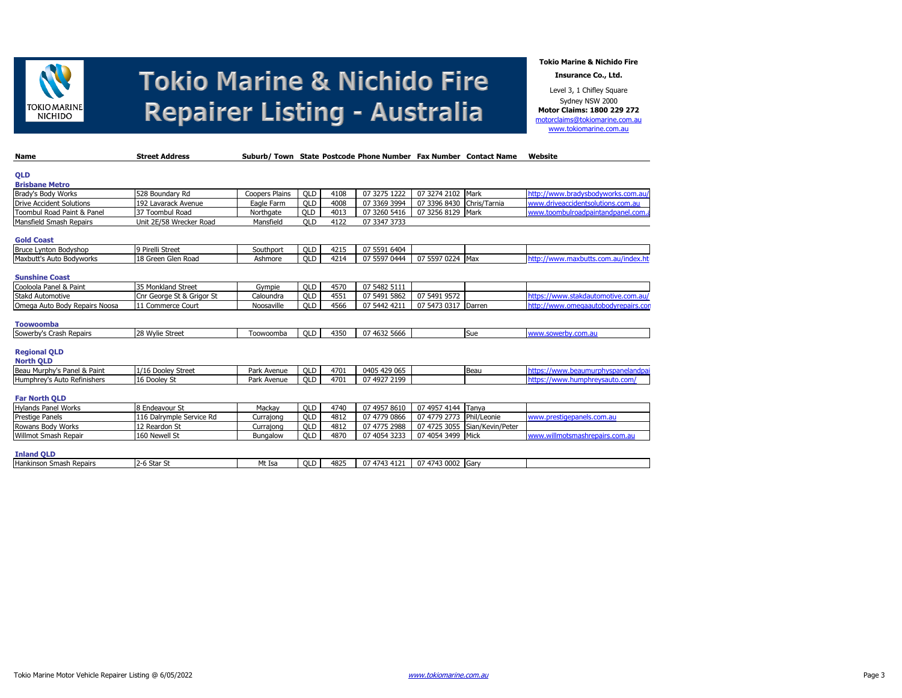# Tokio Marine & Nichido Fire Repairer Listing - Australia

**Tokio Marine & Nichido Fire**

**Insurance Co., Ltd.**

Level 3, 1 Chifley Square
Sydney NSW 2000
**Motor Claims: 1800 229 272**
motorclaims@tokiomarine.com.au
www.tokiomarine.com.au

| Name | Street Address | Suburb/ Town | State | Postcode | Phone Number | Fax Number | Contact Name | Website |
|---|---|---|---|---|---|---|---|---|
| **QLD** | | | | | | | | |
| **Brisbane Metro** | | | | | | | | |
| Brady's Body Works | 528 Boundary Rd | Coopers Plains | QLD | 4108 | 07 3275 1222 | 07 3274 2102 | Mark | http://www.bradysbodyworks.com.au/ |
| Drive Accident Solutions | 192 Lavarack Avenue | Eagle Farm | QLD | 4008 | 07 3369 3994 | 07 3396 8430 | Chris/Tarnia | www.driveaccidentsolutions.com.au |
| Toombul Road Paint & Panel | 37 Toombul Road | Northgate | QLD | 4013 | 07 3260 5416 | 07 3256 8129 | Mark | www.toombulroadpaintandpanel.com.a |
| Mansfield Smash Repairs | Unit 2E/58 Wrecker Road | Mansfield | QLD | 4122 | 07 3347 3733 | | | |
| **Gold Coast** | | | | | | | | |
| Bruce Lynton Bodyshop | 9 Pirelli Street | Southport | QLD | 4215 | 07 5591 6404 | | | |
| Maxbutt's Auto Bodyworks | 18 Green Glen Road | Ashmore | QLD | 4214 | 07 5597 0444 | 07 5597 0224 | Max | http://www.maxbutts.com.au/index.ht |
| **Sunshine Coast** | | | | | | | | |
| Cooloola Panel & Paint | 35 Monkland Street | Gympie | QLD | 4570 | 07 5482 5111 | | | |
| Stakd Automotive | Cnr George St & Grigor St | Caloundra | QLD | 4551 | 07 5491 5862 | 07 5491 9572 | | https://www.stakdautomotive.com.au/ |
| Omega Auto Body Repairs Noosa | 11 Commerce Court | Noosaville | QLD | 4566 | 07 5442 4211 | 07 5473 0317 | Darren | http://www.omegaautobodyrepairs.con |
| **Toowoomba** | | | | | | | | |
| Sowerby's Crash Repairs | 28 Wylie Street | Toowoomba | QLD | 4350 | 07 4632 5666 | | Sue | www.sowerby.com.au |
| **Regional QLD** | | | | | | | | |
| **North QLD** | | | | | | | | |
| Beau Murphy's Panel & Paint | 1/16 Dooley Street | Park Avenue | QLD | 4701 | 0405 429 065 | | Beau | https://www.beaumurphyspanelandpai |
| Humphrey's Auto Refinishers | 16 Dooley St | Park Avenue | QLD | 4701 | 07 4927 2199 | | | https://www.humphreysauto.com/ |
| **Far North QLD** | | | | | | | | |
| Hylands Panel Works | 8 Endeavour St | Mackay | QLD | 4740 | 07 4957 8610 | 07 4957 4144 | Tanya | |
| Prestige Panels | 116 Dalrymple Service Rd | Currajong | QLD | 4812 | 07 4779 0866 | 07 4779 2773 | Phil/Leonie | www.prestigepanels.com.au |
| Rowans Body Works | 12 Reardon St | Currajong | QLD | 4812 | 07 4775 2988 | 07 4725 3055 | Sian/Kevin/Peter | |
| Willmot Smash Repair | 160 Newell St | Bungalow | QLD | 4870 | 07 4054 3233 | 07 4054 3499 | Mick | www.willmotsmashrepairs.com.au |
| **Inland QLD** | | | | | | | | |
| Hankinson Smash Repairs | 2-6 Star St | Mt Isa | QLD | 4825 | 07 4743 4121 | 07 4743 0002 | Gary | |

Tokio Marine Motor Vehicle Repairer Listing @ 6/05/2022 www.tokiomarine.com.au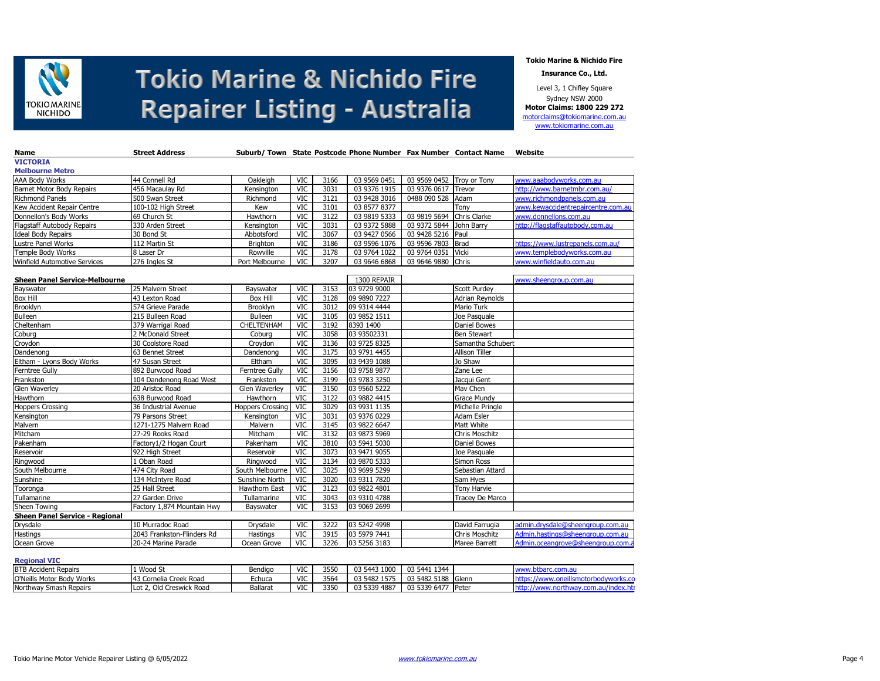# Tokio Marine & Nichido Fire Repairer Listing - Australia

**Tokio Marine & Nichido Fire**

**Insurance Co., Ltd.**

Level 3, 1 Chifley Square
Sydney NSW 2000
**Motor Claims: 1800 229 272**
motorclaims@tokiomarine.com.au
www.tokiomarine.com.au

| Name | Street Address | Suburb/ Town | State | Postcode | Phone Number | Fax Number | Contact Name | Website |
|---|---|---|---|---|---|---|---|---|
| **VICTORIA** | | | | | | | | |
| **Melbourne Metro** | | | | | | | | |
| AAA Body Works | 44 Connell Rd | Oakleigh | VIC | 3166 | 03 9569 0451 | 03 9569 0452 | Troy or Tony | www.aaabodyworks.com.au |
| Barnet Motor Body Repairs | 456 Macaulay Rd | Kensington | VIC | 3031 | 03 9376 1915 | 03 9376 0617 | Trevor | http://www.barnetmbr.com.au/ |
| Richmond Panels | 500 Swan Street | Richmond | VIC | 3121 | 03 9428 3016 | 0488 090 528 | Adam | www.richmondpanels.com.au |
| Kew Accident Repair Centre | 100-102 High Street | Kew | VIC | 3101 | 03 8577 8377 | | Tony | www.kewaccidentrepaircentre.com.au |
| Donnellon's Body Works | 69 Church St | Hawthorn | VIC | 3122 | 03 9819 5333 | 03 9819 5694 | Chris Clarke | www.donnellons.com.au |
| Flagstaff Autobody Repairs | 330 Arden Street | Kensington | VIC | 3031 | 03 9372 5888 | 03 9372 5844 | John Barry | http://flagstaffautobody.com.au |
| Ideal Body Repairs | 30 Bond St | Abbotsford | VIC | 3067 | 03 9427 0566 | 03 9428 5216 | Paul | |
| Lustre Panel Works | 112 Martin St | Brighton | VIC | 3186 | 03 9596 1076 | 03 9596 7803 | Brad | https://www.lustrepanels.com.au/ |
| Temple Body Works | 8 Laser Dr | Rowville | VIC | 3178 | 03 9764 1022 | 03 9764 0351 | Vicki | www.templebodyworks.com.au |
| Winfield Automotive Services | 276 Ingles St | Port Melbourne | VIC | 3207 | 03 9646 6868 | 03 9646 9880 | Chris | www.winfieldauto.com.au |
| **Sheen Panel Service-Melbourne** | | | | | 1300 REPAIR | | | www.sheengroup.com.au |
| Bayswater | 25 Malvern Street | Bayswater | VIC | 3153 | 03 9729 9000 | | Scott Purdey | |
| Box Hill | 43 Lexton Road | Box Hill | VIC | 3128 | 09 9890 7227 | | Adrian Reynolds | |
| Brooklyn | 574 Grieve Parade | Brooklyn | VIC | 3012 | 09 9314 4444 | | Mario Turk | |
| Bulleen | 215 Bulleen Road | Bulleen | VIC | 3105 | 03 9852 1511 | | Joe Pasquale | |
| Cheltenham | 379 Warrigal Road | CHELTENHAM | VIC | 3192 | 8393 1400 | | Daniel Bowes | |
| Coburg | 2 McDonald Street | Coburg | VIC | 3058 | 03 93502331 | | Ben Stewart | |
| Croydon | 30 Coolstore Road | Croydon | VIC | 3136 | 03 9725 8325 | | Samantha Schubert | |
| Dandenong | 63 Bennet Street | Dandenong | VIC | 3175 | 03 9791 4455 | | Allison Tiller | |
| Eltham - Lyons Body Works | 47 Susan Street | Eltham | VIC | 3095 | 03 9439 1088 | | Jo Shaw | |
| Ferntree Gully | 892 Burwood Road | Ferntree Gully | VIC | 3156 | 03 9758 9877 | | Zane Lee | |
| Frankston | 104 Dandenong Road West | Frankston | VIC | 3199 | 03 9783 3250 | | Jacqui Gent | |
| Glen Waverley | 20 Aristoc Road | Glen Waverley | VIC | 3150 | 03 9560 5222 | | Mav Chen | |
| Hawthorn | 638 Burwood Road | Hawthorn | VIC | 3122 | 03 9882 4415 | | Grace Mundy | |
| Hoppers Crossing | 36 Industrial Avenue | Hoppers Crossing | VIC | 3029 | 03 9931 1135 | | Michelle Pringle | |
| Kensington | 79 Parsons Street | Kensington | VIC | 3031 | 03 9376 0229 | | Adam Esler | |
| Malvern | 1271-1275 Malvern Road | Malvern | VIC | 3145 | 03 9822 6647 | | Matt White | |
| Mitcham | 27-29 Rooks Road | Mitcham | VIC | 3132 | 03 9873 5969 | | Chris Moschitz | |
| Pakenham | Factory1/2 Hogan Court | Pakenham | VIC | 3810 | 03 5941 5030 | | Daniel Bowes | |
| Reservoir | 922 High Street | Reservoir | VIC | 3073 | 03 9471 9055 | | Joe Pasquale | |
| Ringwood | 1 Oban Road | Ringwood | VIC | 3134 | 03 9870 5333 | | Simon Ross | |
| South Melbourne | 474 City Road | South Melbourne | VIC | 3025 | 03 9699 5299 | | Sebastian Attard | |
| Sunshine | 134 McIntyre Road | Sunshine North | VIC | 3020 | 03 9311 7820 | | Sam Hyes | |
| Tooronga | 25 Hall Street | Hawthorn East | VIC | 3123 | 03 9822 4801 | | Tony Harvie | |
| Tullamarine | 27 Garden Drive | Tullamarine | VIC | 3043 | 03 9310 4788 | | Tracey De Marco | |
| Sheen Towing | Factory 1,874 Mountain Hwy | Bayswater | VIC | 3153 | 03 9069 2699 | | | |
| **Sheen Panel Service - Regional** | | | | | | | | |
| Drysdale | 10 Murradoc Road | Drysdale | VIC | 3222 | 03 5242 4998 | | David Farrugia | admin.drysdale@sheengroup.com.au |
| Hastings | 2043 Frankston-Flinders Rd | Hastings | VIC | 3915 | 03 5979 7441 | | Chris Moschitz | Admin.hastings@sheengroup.com.au |
| Ocean Grove | 20-24 Marine Parade | Ocean Grove | VIC | 3226 | 03 5256 3183 | | Maree Barrett | Admin.oceangrove@sheengroup.com.a |
| **Regional VIC** | | | | | | | | |
| BTB Accident Repairs | 1 Wood St | Bendigo | VIC | 3550 | 03 5443 1000 | 03 5441 1344 | | www.btbarc.com.au |
| O'Neills Motor Body Works | 43 Cornelia Creek Road | Echuca | VIC | 3564 | 03 5482 1575 | 03 5482 5188 | Glenn | https://www.oneillsmotorbodyworks.co |
| Northway Smash Repairs | Lot 2, Old Creswick Road | Ballarat | VIC | 3350 | 03 5339 4887 | 03 5339 6477 | Peter | http://www.northway.com.au/index.ht |

Tokio Marine Motor Vehicle Repairer Listing @ 6/05/2022 — *www.tokiomarine.com.au*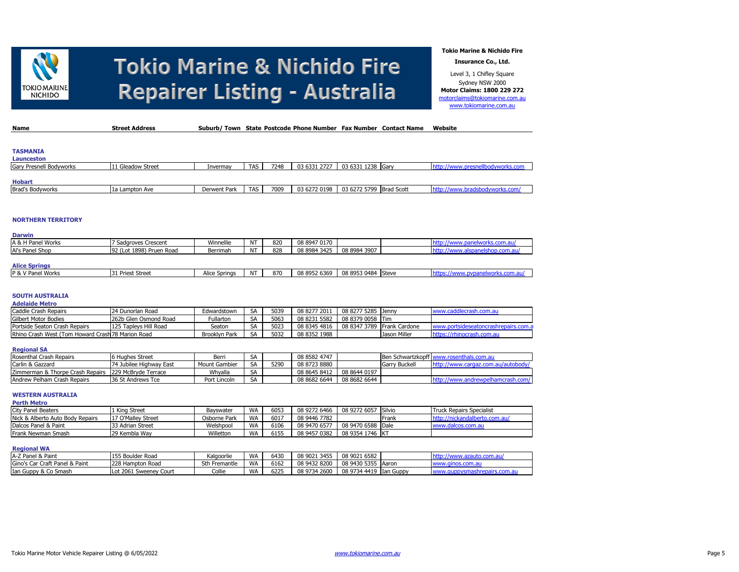# Tokio Marine & Nichido Fire Repairer Listing - Australia

**Tokio Marine & Nichido Fire Insurance Co., Ltd.**

Level 3, 1 Chifley Square
Sydney NSW 2000
**Motor Claims: 1800 229 272**
motorclaims@tokiomarine.com.au
www.tokiomarine.com.au

| Name | Street Address | Suburb/ Town | State | Postcode | Phone Number | Fax Number | Contact Name | Website |
|---|---|---|---|---|---|---|---|---|
| **TASMANIA** | | | | | | | | |
| **Launceston** | | | | | | | | |
| Gary Presnell Bodyworks | 11 Gleadow Street | Invermay | TAS | 7248 | 03 6331 2727 | 03 6331 1238 | Gary | http://www.presnellbodyworks.com |
| **Hobart** | | | | | | | | |
| Brad's Bodyworks | 1a Lampton Ave | Derwent Park | TAS | 7009 | 03 6272 0198 | 03 6272 5799 | Brad Scott | http://www.bradsbodyworks.com/ |
| **NORTHERN TERRITORY** | | | | | | | | |
| **Darwin** | | | | | | | | |
| A & H Panel Works | 7 Sadgroves Crescent | Winnellie | NT | 820 | 08 8947 0170 | | | http://www.panelworks.com.au/ |
| Al's Panel Shop | 92 (Lot 1898) Pruen Road | Berrimah | NT | 828 | 08 8984 3425 | 08 8984 3907 | | http://www.alspanelshop.com.au/ |
| **Alice Springs** | | | | | | | | |
| P & V Panel Works | 31 Priest Street | Alice Springs | NT | 870 | 08 8952 6369 | 08 8953 0484 | Steve | https://www.pvpanelworks.com.au/ |
| **SOUTH AUSTRALIA** | | | | | | | | |
| **Adelaide Metro** | | | | | | | | |
| Caddle Crash Repairs | 24 Dunorlan Road | Edwardstown | SA | 5039 | 08 8277 2011 | 08 8277 5285 | Jenny | www.caddlecrash.com.au |
| Gilbert Motor Bodies | 262b Glen Osmond Road | Fullarton | SA | 5063 | 08 8231 5582 | 08 8379 0058 | Tim | |
| Portside Seaton Crash Repairs | 125 Tapleys Hill Road | Seaton | SA | 5023 | 08 8345 4816 | 08 8347 3789 | Frank Cardone | www.portsideseatoncrashrepairs.com.a |
| Rhino Crash West (Tom Howard Crash | 78 Marion Road | Brooklyn Park | SA | 5032 | 08 8352 1988 | | Jason Miller | https://rhinocrash.com.au |
| **Regional SA** | | | | | | | | |
| Rosenthal Crash Repairs | 6 Hughes Street | Berri | SA | | 08 8582 4747 | | Ben Schwartzkopff | www.rosenthals.com.au |
| Carlin & Gazzard | 74 Jubilee Highway East | Mount Gambier | SA | 5290 | 08 8723 8880 | | Garry Buckell | http://www.cargaz.com.au/autobody/ |
| Zimmerman & Thorpe Crash Repairs | 229 McBryde Terrace | Whyalla | SA | | 08 8645 8412 | 08 8644 0197 | | |
| Andrew Pelham Crash Repairs | 36 St Andrews Tce | Port Lincoln | SA | | 08 8682 6644 | 08 8682 6644 | | http://www.andrewpelhamcrash.com/ |
| **WESTERN AUSTRALIA** | | | | | | | | |
| **Perth Metro** | | | | | | | | |
| City Panel Beaters | 1 King Street | Bayswater | WA | 6053 | 08 9272 6466 | 08 9272 6057 | Silvio | Truck Repairs Specialist |
| Nick & Alberto Auto Body Repairs | 17 O'Malley Street | Osborne Park | WA | 6017 | 08 9446 7782 | | Frank | http://nickandalberto.com.au/ |
| Dalcos Panel & Paint | 33 Adrian Street | Welshpool | WA | 6106 | 08 9470 6577 | 08 9470 6588 | Dale | www.dalcos.com.au |
| Frank Newman Smash | 29 Kembla Way | Willetton | WA | 6155 | 08 9457 0382 | 08 9354 1746 | KT | |
| **Regional WA** | | | | | | | | |
| A-Z Panel & Paint | 155 Boulder Road | Kalgoorlie | WA | 6430 | 08 9021 3455 | 08 9021 6582 | | http://www.azauto.com.au/ |
| Gino's Car Craft Panel & Paint | 228 Hampton Road | Sth Fremantle | WA | 6162 | 08 9432 8200 | 08 9430 5355 | Aaron | www.ginos.com.au |
| Ian Guppy & Co Smash | Lot 2061 Sweeney Court | Collie | WA | 6225 | 08 9734 2600 | 08 9734 4419 | Ian Guppy | www.guppysmashrepairs.com.au |

Tokio Marine Motor Vehicle Repairer Listing @ 6/05/2022 — *www.tokiomarine.com.au*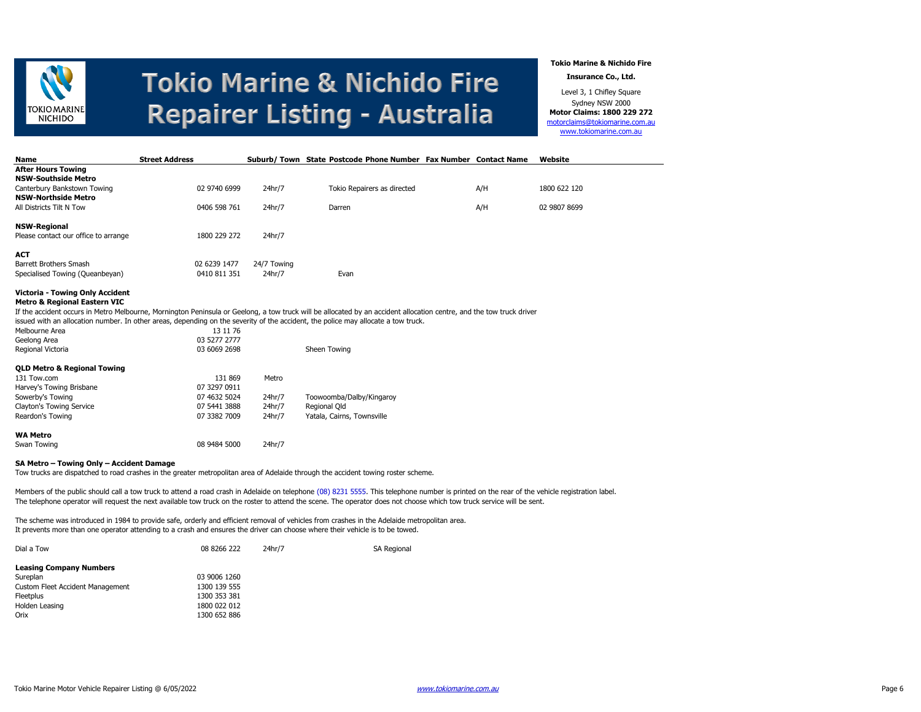# Tokio Marine & Nichido Fire Repairer Listing - Australia

**Tokio Marine & Nichido Fire**

**Insurance Co., Ltd.**

Level 3, 1 Chifley Square
Sydney NSW 2000
**Motor Claims: 1800 229 272**
motorclaims@tokiomarine.com.au
www.tokiomarine.com.au

| Name | Street Address | Suburb/ Town | State | Postcode | Phone Number | Fax Number | Contact Name | Website |
|---|---|---|---|---|---|---|---|---|
| **After Hours Towing** | | | | | | | | |
| **NSW-Southside Metro** | | | | | | | | |
| Canterbury Bankstown Towing | 02 9740 6999 | 24hr/7 | Tokio Repairers as directed | | | A/H | 1800 622 120 | |
| **NSW-Northside Metro** | | | | | | | | |
| All Districts Tilt N Tow | 0406 598 761 | 24hr/7 | Darren | | | A/H | 02 9807 8699 | |
| **NSW-Regional** | | | | | | | | |
| Please contact our office to arrange | 1800 229 272 | 24hr/7 | | | | | | |
| **ACT** | | | | | | | | |
| Barrett Brothers Smash | 02 6239 1477 | 24/7 Towing | | | | | | |
| Specialised Towing (Queanbeyan) | 0410 811 351 | 24hr/7 | Evan | | | | | |

**Victoria - Towing Only Accident**
**Metro & Regional Eastern VIC**

If the accident occurs in Metro Melbourne, Mornington Peninsula or Geelong, a tow truck will be allocated by an accident allocation centre, and the tow truck driver issued with an allocation number. In other areas, depending on the severity of the accident, the police may allocate a tow truck.

| | | | |
|---|---|---|---|
| Melbourne Area | 13 11 76 | | |
| Geelong Area | 03 5277 2777 | | |
| Regional Victoria | 03 6069 2698 | | Sheen Towing |
| **QLD Metro & Regional Towing** | | | |
| 131 Tow.com | 131 869 | Metro | |
| Harvey's Towing Brisbane | 07 3297 0911 | | |
| Sowerby's Towing | 07 4632 5024 | 24hr/7 | Toowoomba/Dalby/Kingaroy |
| Clayton's Towing Service | 07 5441 3888 | 24hr/7 | Regional Qld |
| Reardon's Towing | 07 3382 7009 | 24hr/7 | Yatala, Cairns, Townsville |
| **WA Metro** | | | |
| Swan Towing | 08 9484 5000 | 24hr/7 | |

**SA Metro – Towing Only – Accident Damage**

Tow trucks are dispatched to road crashes in the greater metropolitan area of Adelaide through the accident towing roster scheme.

Members of the public should call a tow truck to attend a road crash in Adelaide on telephone (08) 8231 5555. This telephone number is printed on the rear of the vehicle registration label. The telephone operator will request the next available tow truck on the roster to attend the scene. The operator does not choose which tow truck service will be sent.

The scheme was introduced in 1984 to provide safe, orderly and efficient removal of vehicles from crashes in the Adelaide metropolitan area. It prevents more than one operator attending to a crash and ensures the driver can choose where their vehicle is to be towed.

| | | | |
|---|---|---|---|
| Dial a Tow | 08 8266 222 | 24hr/7 | SA Regional |
| **Leasing Company Numbers** | | | |
| Sureplan | 03 9006 1260 | | |
| Custom Fleet Accident Management | 1300 139 555 | | |
| Fleetplus | 1300 353 381 | | |
| Holden Leasing | 1800 022 012 | | |
| Orix | 1300 652 886 | | |